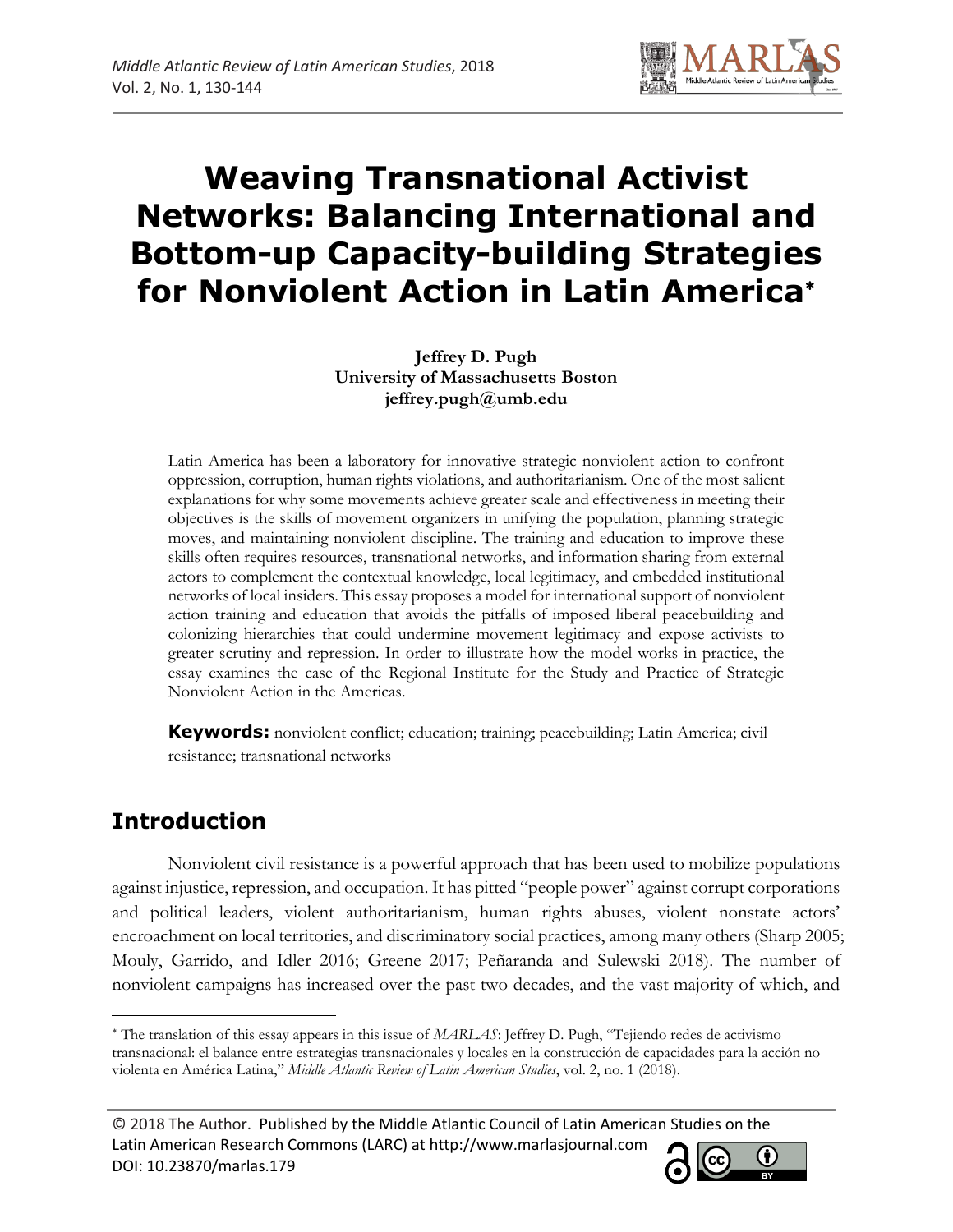# Weaving Transnational Activist Networks: Balancing International and Bottom-up Capacity-building Strategies for Nonviolent Action in Latin America*

**Jeffrey D. Pugh**
**University of Massachusetts Boston**
**jeffrey.pugh@umb.edu**

Latin America has been a laboratory for innovative strategic nonviolent action to confront oppression, corruption, human rights violations, and authoritarianism. One of the most salient explanations for why some movements achieve greater scale and effectiveness in meeting their objectives is the skills of movement organizers in unifying the population, planning strategic moves, and maintaining nonviolent discipline. The training and education to improve these skills often requires resources, transnational networks, and information sharing from external actors to complement the contextual knowledge, local legitimacy, and embedded institutional networks of local insiders. This essay proposes a model for international support of nonviolent action training and education that avoids the pitfalls of imposed liberal peacebuilding and colonizing hierarchies that could undermine movement legitimacy and expose activists to greater scrutiny and repression. In order to illustrate how the model works in practice, the essay examines the case of the Regional Institute for the Study and Practice of Strategic Nonviolent Action in the Americas.

**Keywords:** nonviolent conflict; education; training; peacebuilding; Latin America; civil resistance; transnational networks

## Introduction

Nonviolent civil resistance is a powerful approach that has been used to mobilize populations against injustice, repression, and occupation. It has pitted "people power" against corrupt corporations and political leaders, violent authoritarianism, human rights abuses, violent nonstate actors' encroachment on local territories, and discriminatory social practices, among many others (Sharp 2005; Mouly, Garrido, and Idler 2016; Greene 2017; Peñaranda and Sulewski 2018). The number of nonviolent campaigns has increased over the past two decades, and the vast majority of which, and

---

* The translation of this essay appears in this issue of *MARLAS*: Jeffrey D. Pugh, "Tejiendo redes de activismo transnacional: el balance entre estrategias transnacionales y locales en la construcción de capacidades para la acción no violenta en América Latina," *Middle Atlantic Review of Latin American Studies*, vol. 2, no. 1 (2018).

© 2018 The Author. Published by the Middle Atlantic Council of Latin American Studies on the Latin American Research Commons (LARC) at http://www.marlasjournal.com
DOI: 10.23870/marlas.179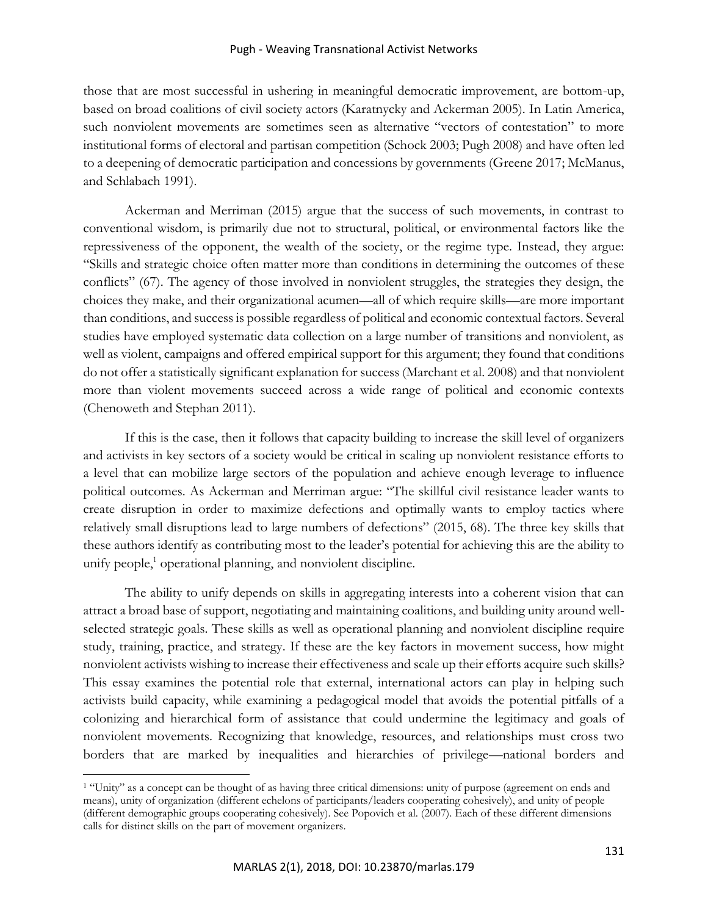those that are most successful in ushering in meaningful democratic improvement, are bottom-up, based on broad coalitions of civil society actors (Karatnycky and Ackerman 2005). In Latin America, such nonviolent movements are sometimes seen as alternative "vectors of contestation" to more institutional forms of electoral and partisan competition (Schock 2003; Pugh 2008) and have often led to a deepening of democratic participation and concessions by governments (Greene 2017; McManus, and Schlabach 1991).

Ackerman and Merriman (2015) argue that the success of such movements, in contrast to conventional wisdom, is primarily due not to structural, political, or environmental factors like the repressiveness of the opponent, the wealth of the society, or the regime type. Instead, they argue: "Skills and strategic choice often matter more than conditions in determining the outcomes of these conflicts" (67). The agency of those involved in nonviolent struggles, the strategies they design, the choices they make, and their organizational acumen—all of which require skills—are more important than conditions, and success is possible regardless of political and economic contextual factors. Several studies have employed systematic data collection on a large number of transitions and nonviolent, as well as violent, campaigns and offered empirical support for this argument; they found that conditions do not offer a statistically significant explanation for success (Marchant et al. 2008) and that nonviolent more than violent movements succeed across a wide range of political and economic contexts (Chenoweth and Stephan 2011).

If this is the case, then it follows that capacity building to increase the skill level of organizers and activists in key sectors of a society would be critical in scaling up nonviolent resistance efforts to a level that can mobilize large sectors of the population and achieve enough leverage to influence political outcomes. As Ackerman and Merriman argue: "The skillful civil resistance leader wants to create disruption in order to maximize defections and optimally wants to employ tactics where relatively small disruptions lead to large numbers of defections" (2015, 68). The three key skills that these authors identify as contributing most to the leader's potential for achieving this are the ability to unify people,[1] operational planning, and nonviolent discipline.

The ability to unify depends on skills in aggregating interests into a coherent vision that can attract a broad base of support, negotiating and maintaining coalitions, and building unity around well-selected strategic goals. These skills as well as operational planning and nonviolent discipline require study, training, practice, and strategy. If these are the key factors in movement success, how might nonviolent activists wishing to increase their effectiveness and scale up their efforts acquire such skills? This essay examines the potential role that external, international actors can play in helping such activists build capacity, while examining a pedagogical model that avoids the potential pitfalls of a colonizing and hierarchical form of assistance that could undermine the legitimacy and goals of nonviolent movements. Recognizing that knowledge, resources, and relationships must cross two borders that are marked by inequalities and hierarchies of privilege—national borders and

---

[1] "Unity" as a concept can be thought of as having three critical dimensions: unity of purpose (agreement on ends and means), unity of organization (different echelons of participants/leaders cooperating cohesively), and unity of people (different demographic groups cooperating cohesively). See Popovich et al. (2007). Each of these different dimensions calls for distinct skills on the part of movement organizers.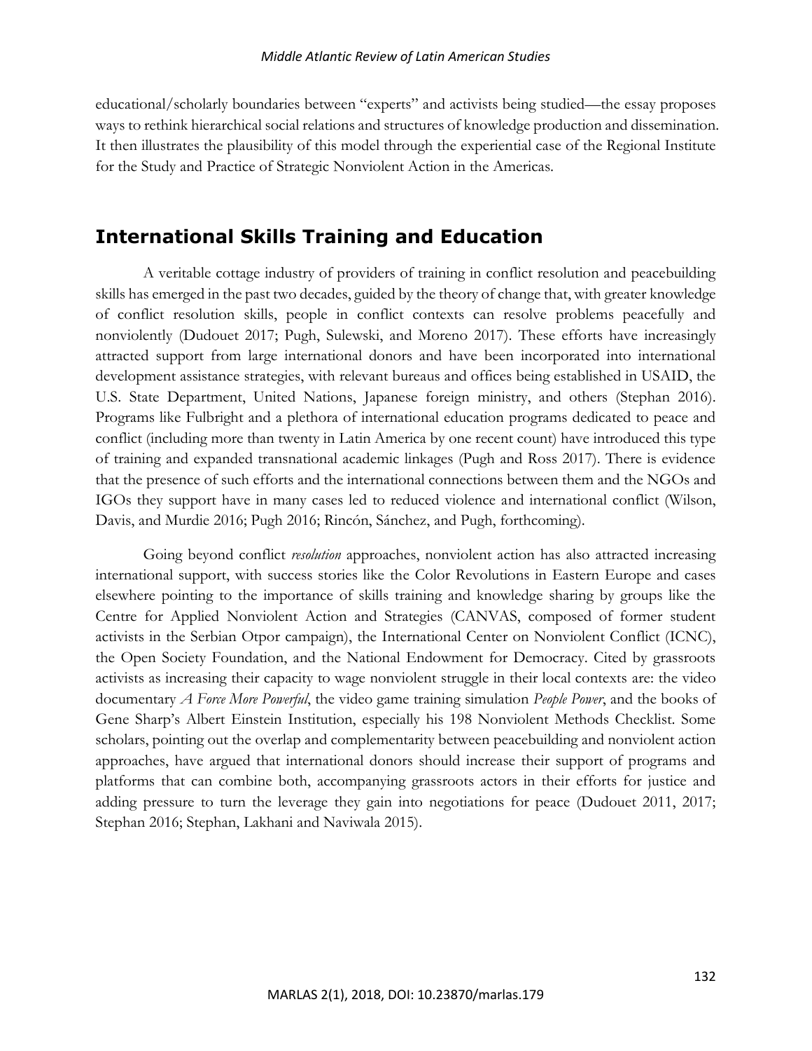educational/scholarly boundaries between "experts" and activists being studied—the essay proposes ways to rethink hierarchical social relations and structures of knowledge production and dissemination. It then illustrates the plausibility of this model through the experiential case of the Regional Institute for the Study and Practice of Strategic Nonviolent Action in the Americas.

## International Skills Training and Education

A veritable cottage industry of providers of training in conflict resolution and peacebuilding skills has emerged in the past two decades, guided by the theory of change that, with greater knowledge of conflict resolution skills, people in conflict contexts can resolve problems peacefully and nonviolently (Dudouet 2017; Pugh, Sulewski, and Moreno 2017). These efforts have increasingly attracted support from large international donors and have been incorporated into international development assistance strategies, with relevant bureaus and offices being established in USAID, the U.S. State Department, United Nations, Japanese foreign ministry, and others (Stephan 2016). Programs like Fulbright and a plethora of international education programs dedicated to peace and conflict (including more than twenty in Latin America by one recent count) have introduced this type of training and expanded transnational academic linkages (Pugh and Ross 2017). There is evidence that the presence of such efforts and the international connections between them and the NGOs and IGOs they support have in many cases led to reduced violence and international conflict (Wilson, Davis, and Murdie 2016; Pugh 2016; Rincón, Sánchez, and Pugh, forthcoming).

Going beyond conflict *resolution* approaches, nonviolent action has also attracted increasing international support, with success stories like the Color Revolutions in Eastern Europe and cases elsewhere pointing to the importance of skills training and knowledge sharing by groups like the Centre for Applied Nonviolent Action and Strategies (CANVAS, composed of former student activists in the Serbian Otpor campaign), the International Center on Nonviolent Conflict (ICNC), the Open Society Foundation, and the National Endowment for Democracy. Cited by grassroots activists as increasing their capacity to wage nonviolent struggle in their local contexts are: the video documentary *A Force More Powerful*, the video game training simulation *People Power*, and the books of Gene Sharp's Albert Einstein Institution, especially his 198 Nonviolent Methods Checklist. Some scholars, pointing out the overlap and complementarity between peacebuilding and nonviolent action approaches, have argued that international donors should increase their support of programs and platforms that can combine both, accompanying grassroots actors in their efforts for justice and adding pressure to turn the leverage they gain into negotiations for peace (Dudouet 2011, 2017; Stephan 2016; Stephan, Lakhani and Naviwala 2015).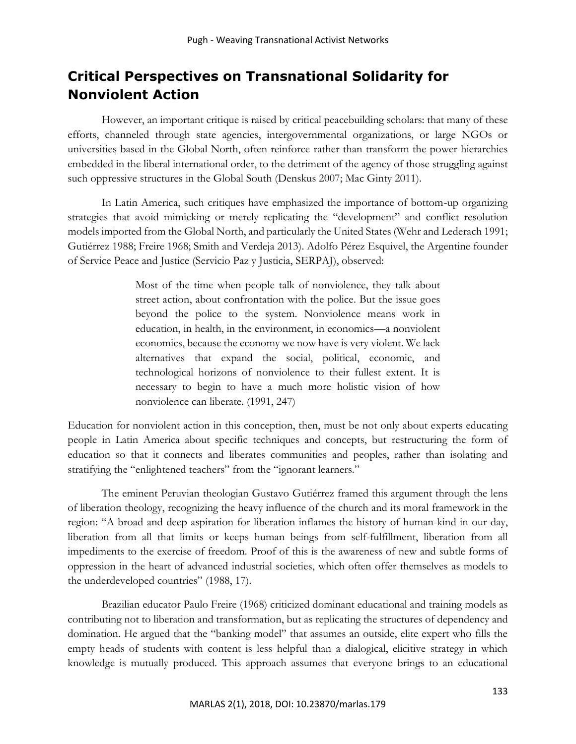## Critical Perspectives on Transnational Solidarity for Nonviolent Action

However, an important critique is raised by critical peacebuilding scholars: that many of these efforts, channeled through state agencies, intergovernmental organizations, or large NGOs or universities based in the Global North, often reinforce rather than transform the power hierarchies embedded in the liberal international order, to the detriment of the agency of those struggling against such oppressive structures in the Global South (Denskus 2007; Mac Ginty 2011).

In Latin America, such critiques have emphasized the importance of bottom-up organizing strategies that avoid mimicking or merely replicating the "development" and conflict resolution models imported from the Global North, and particularly the United States (Wehr and Lederach 1991; Gutiérrez 1988; Freire 1968; Smith and Verdeja 2013). Adolfo Pérez Esquivel, the Argentine founder of Service Peace and Justice (Servicio Paz y Justicia, SERPAJ), observed:

> Most of the time when people talk of nonviolence, they talk about street action, about confrontation with the police. But the issue goes beyond the police to the system. Nonviolence means work in education, in health, in the environment, in economics—a nonviolent economics, because the economy we now have is very violent. We lack alternatives that expand the social, political, economic, and technological horizons of nonviolence to their fullest extent. It is necessary to begin to have a much more holistic vision of how nonviolence can liberate. (1991, 247)

Education for nonviolent action in this conception, then, must be not only about experts educating people in Latin America about specific techniques and concepts, but restructuring the form of education so that it connects and liberates communities and peoples, rather than isolating and stratifying the "enlightened teachers" from the "ignorant learners."

The eminent Peruvian theologian Gustavo Gutiérrez framed this argument through the lens of liberation theology, recognizing the heavy influence of the church and its moral framework in the region: "A broad and deep aspiration for liberation inflames the history of human-kind in our day, liberation from all that limits or keeps human beings from self-fulfillment, liberation from all impediments to the exercise of freedom. Proof of this is the awareness of new and subtle forms of oppression in the heart of advanced industrial societies, which often offer themselves as models to the underdeveloped countries" (1988, 17).

Brazilian educator Paulo Freire (1968) criticized dominant educational and training models as contributing not to liberation and transformation, but as replicating the structures of dependency and domination. He argued that the "banking model" that assumes an outside, elite expert who fills the empty heads of students with content is less helpful than a dialogical, elicitive strategy in which knowledge is mutually produced. This approach assumes that everyone brings to an educational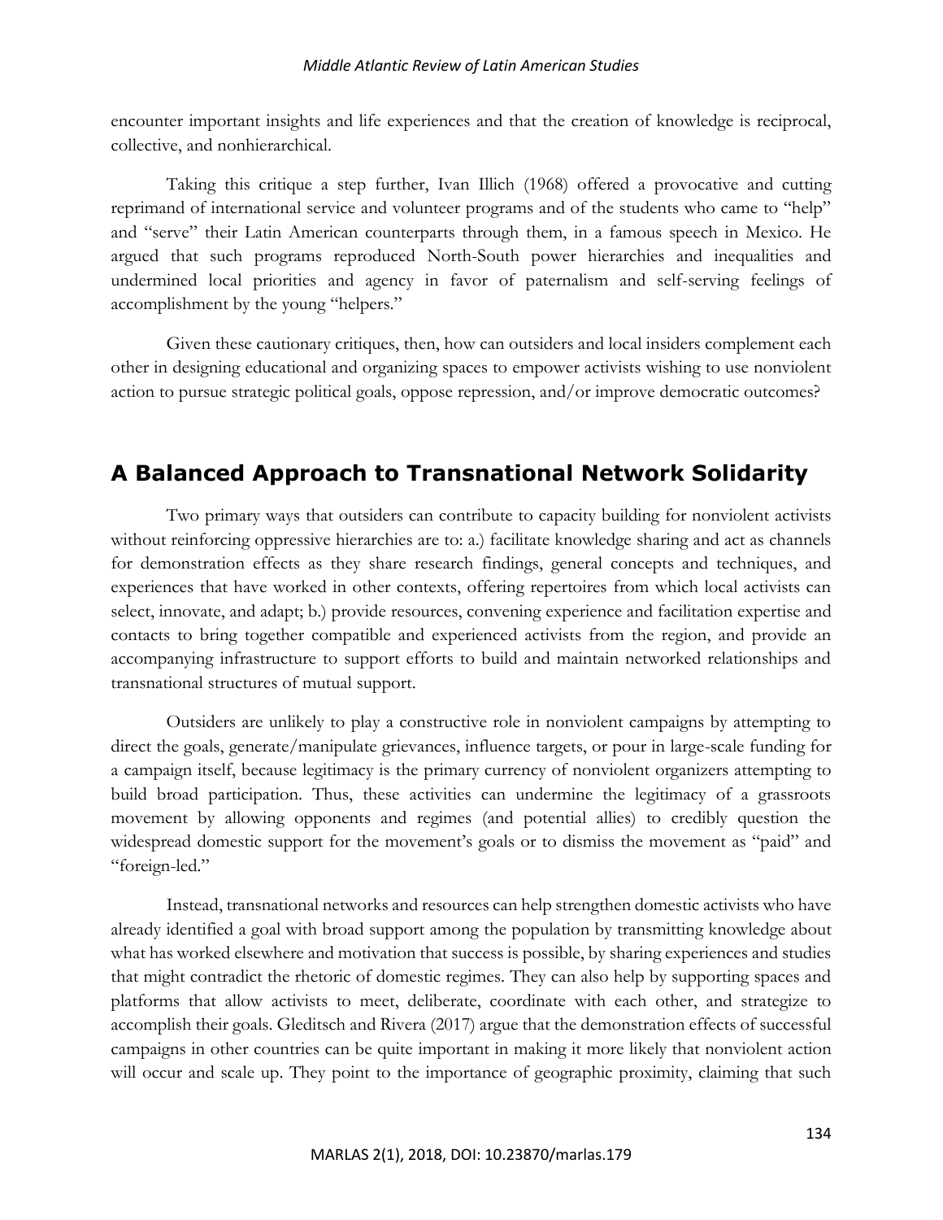encounter important insights and life experiences and that the creation of knowledge is reciprocal, collective, and nonhierarchical.

Taking this critique a step further, Ivan Illich (1968) offered a provocative and cutting reprimand of international service and volunteer programs and of the students who came to "help" and "serve" their Latin American counterparts through them, in a famous speech in Mexico. He argued that such programs reproduced North-South power hierarchies and inequalities and undermined local priorities and agency in favor of paternalism and self-serving feelings of accomplishment by the young "helpers."

Given these cautionary critiques, then, how can outsiders and local insiders complement each other in designing educational and organizing spaces to empower activists wishing to use nonviolent action to pursue strategic political goals, oppose repression, and/or improve democratic outcomes?

## A Balanced Approach to Transnational Network Solidarity

Two primary ways that outsiders can contribute to capacity building for nonviolent activists without reinforcing oppressive hierarchies are to: a.) facilitate knowledge sharing and act as channels for demonstration effects as they share research findings, general concepts and techniques, and experiences that have worked in other contexts, offering repertoires from which local activists can select, innovate, and adapt; b.) provide resources, convening experience and facilitation expertise and contacts to bring together compatible and experienced activists from the region, and provide an accompanying infrastructure to support efforts to build and maintain networked relationships and transnational structures of mutual support.

Outsiders are unlikely to play a constructive role in nonviolent campaigns by attempting to direct the goals, generate/manipulate grievances, influence targets, or pour in large-scale funding for a campaign itself, because legitimacy is the primary currency of nonviolent organizers attempting to build broad participation. Thus, these activities can undermine the legitimacy of a grassroots movement by allowing opponents and regimes (and potential allies) to credibly question the widespread domestic support for the movement's goals or to dismiss the movement as "paid" and "foreign-led."

Instead, transnational networks and resources can help strengthen domestic activists who have already identified a goal with broad support among the population by transmitting knowledge about what has worked elsewhere and motivation that success is possible, by sharing experiences and studies that might contradict the rhetoric of domestic regimes. They can also help by supporting spaces and platforms that allow activists to meet, deliberate, coordinate with each other, and strategize to accomplish their goals. Gleditsch and Rivera (2017) argue that the demonstration effects of successful campaigns in other countries can be quite important in making it more likely that nonviolent action will occur and scale up. They point to the importance of geographic proximity, claiming that such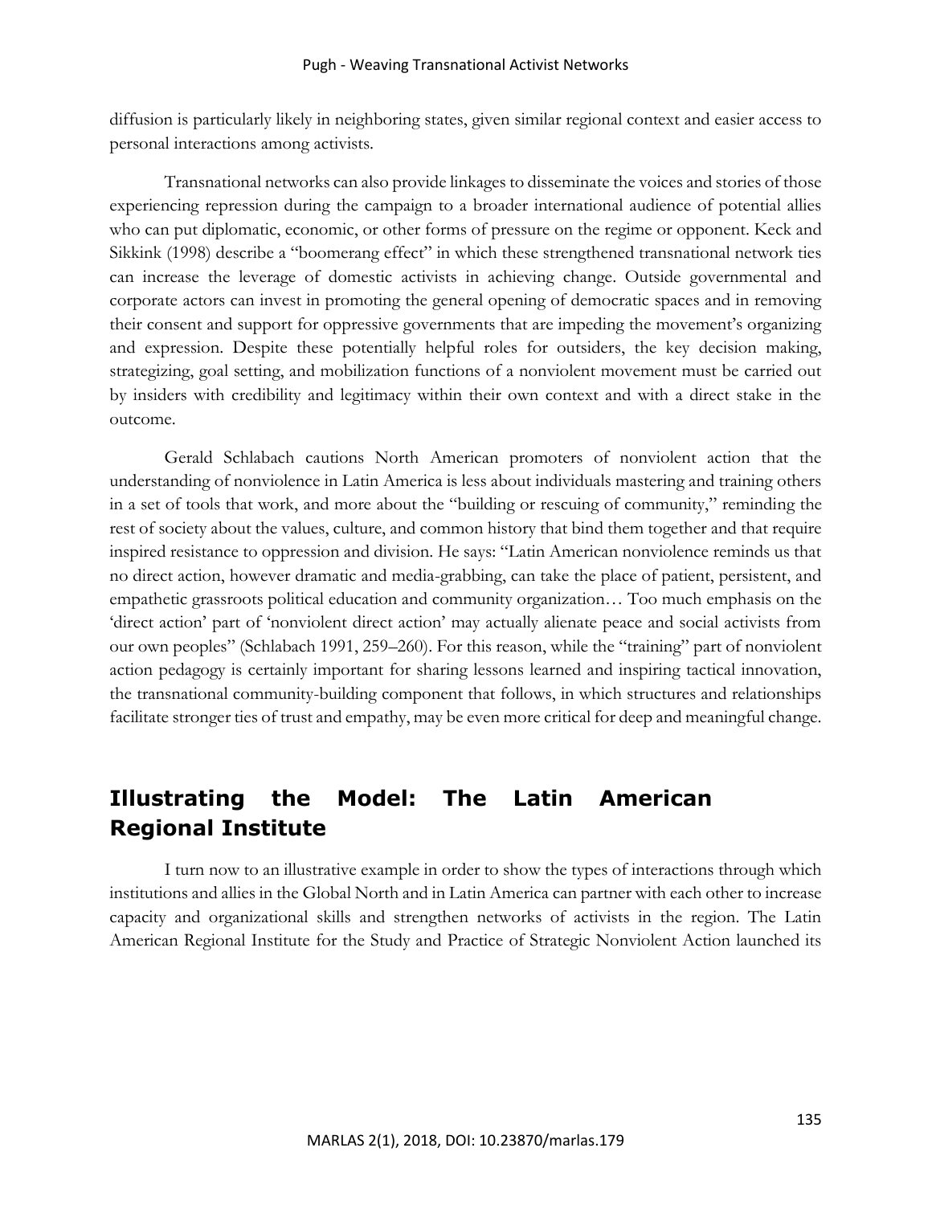diffusion is particularly likely in neighboring states, given similar regional context and easier access to personal interactions among activists.

Transnational networks can also provide linkages to disseminate the voices and stories of those experiencing repression during the campaign to a broader international audience of potential allies who can put diplomatic, economic, or other forms of pressure on the regime or opponent. Keck and Sikkink (1998) describe a "boomerang effect" in which these strengthened transnational network ties can increase the leverage of domestic activists in achieving change. Outside governmental and corporate actors can invest in promoting the general opening of democratic spaces and in removing their consent and support for oppressive governments that are impeding the movement's organizing and expression. Despite these potentially helpful roles for outsiders, the key decision making, strategizing, goal setting, and mobilization functions of a nonviolent movement must be carried out by insiders with credibility and legitimacy within their own context and with a direct stake in the outcome.

Gerald Schlabach cautions North American promoters of nonviolent action that the understanding of nonviolence in Latin America is less about individuals mastering and training others in a set of tools that work, and more about the "building or rescuing of community," reminding the rest of society about the values, culture, and common history that bind them together and that require inspired resistance to oppression and division. He says: "Latin American nonviolence reminds us that no direct action, however dramatic and media-grabbing, can take the place of patient, persistent, and empathetic grassroots political education and community organization… Too much emphasis on the 'direct action' part of 'nonviolent direct action' may actually alienate peace and social activists from our own peoples" (Schlabach 1991, 259–260). For this reason, while the "training" part of nonviolent action pedagogy is certainly important for sharing lessons learned and inspiring tactical innovation, the transnational community-building component that follows, in which structures and relationships facilitate stronger ties of trust and empathy, may be even more critical for deep and meaningful change.

## Illustrating the Model: The Latin American Regional Institute

I turn now to an illustrative example in order to show the types of interactions through which institutions and allies in the Global North and in Latin America can partner with each other to increase capacity and organizational skills and strengthen networks of activists in the region. The Latin American Regional Institute for the Study and Practice of Strategic Nonviolent Action launched its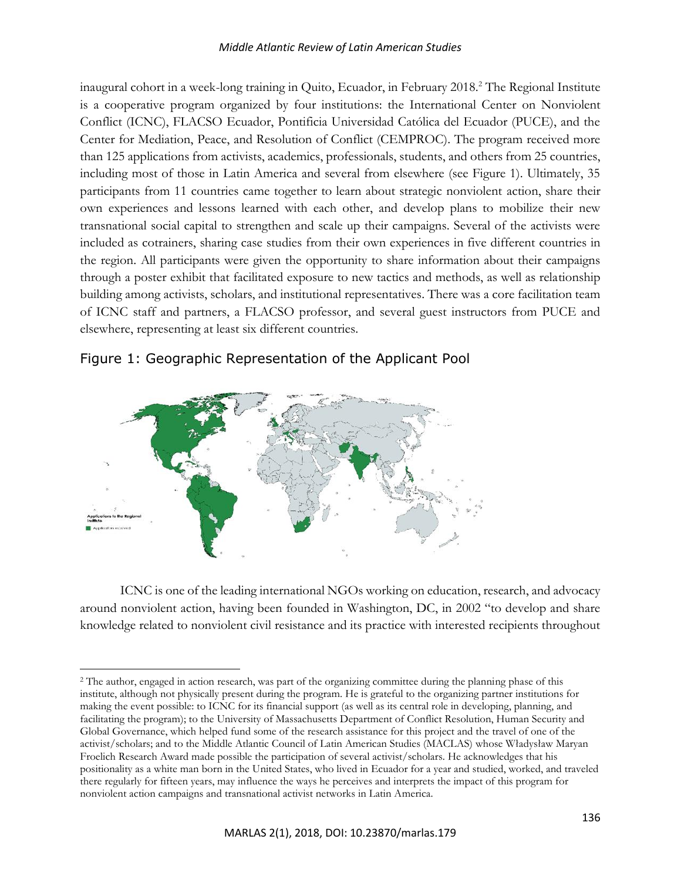inaugural cohort in a week-long training in Quito, Ecuador, in February 2018.[2] The Regional Institute is a cooperative program organized by four institutions: the International Center on Nonviolent Conflict (ICNC), FLACSO Ecuador, Pontificia Universidad Católica del Ecuador (PUCE), and the Center for Mediation, Peace, and Resolution of Conflict (CEMPROC). The program received more than 125 applications from activists, academics, professionals, students, and others from 25 countries, including most of those in Latin America and several from elsewhere (see Figure 1). Ultimately, 35 participants from 11 countries came together to learn about strategic nonviolent action, share their own experiences and lessons learned with each other, and develop plans to mobilize their new transnational social capital to strengthen and scale up their campaigns. Several of the activists were included as cotrainers, sharing case studies from their own experiences in five different countries in the region. All participants were given the opportunity to share information about their campaigns through a poster exhibit that facilitated exposure to new tactics and methods, as well as relationship building among activists, scholars, and institutional representatives. There was a core facilitation team of ICNC staff and partners, a FLACSO professor, and several guest instructors from PUCE and elsewhere, representing at least six different countries.

## Figure 1: Geographic Representation of the Applicant Pool

ICNC is one of the leading international NGOs working on education, research, and advocacy around nonviolent action, having been founded in Washington, DC, in 2002 "to develop and share knowledge related to nonviolent civil resistance and its practice with interested recipients throughout

[2] The author, engaged in action research, was part of the organizing committee during the planning phase of this institute, although not physically present during the program. He is grateful to the organizing partner institutions for making the event possible: to ICNC for its financial support (as well as its central role in developing, planning, and facilitating the program); to the University of Massachusetts Department of Conflict Resolution, Human Security and Global Governance, which helped fund some of the research assistance for this project and the travel of one of the activist/scholars; and to the Middle Atlantic Council of Latin American Studies (MACLAS) whose Władysław Maryan Froelich Research Award made possible the participation of several activist/scholars. He acknowledges that his positionality as a white man born in the United States, who lived in Ecuador for a year and studied, worked, and traveled there regularly for fifteen years, may influence the ways he perceives and interprets the impact of this program for nonviolent action campaigns and transnational activist networks in Latin America.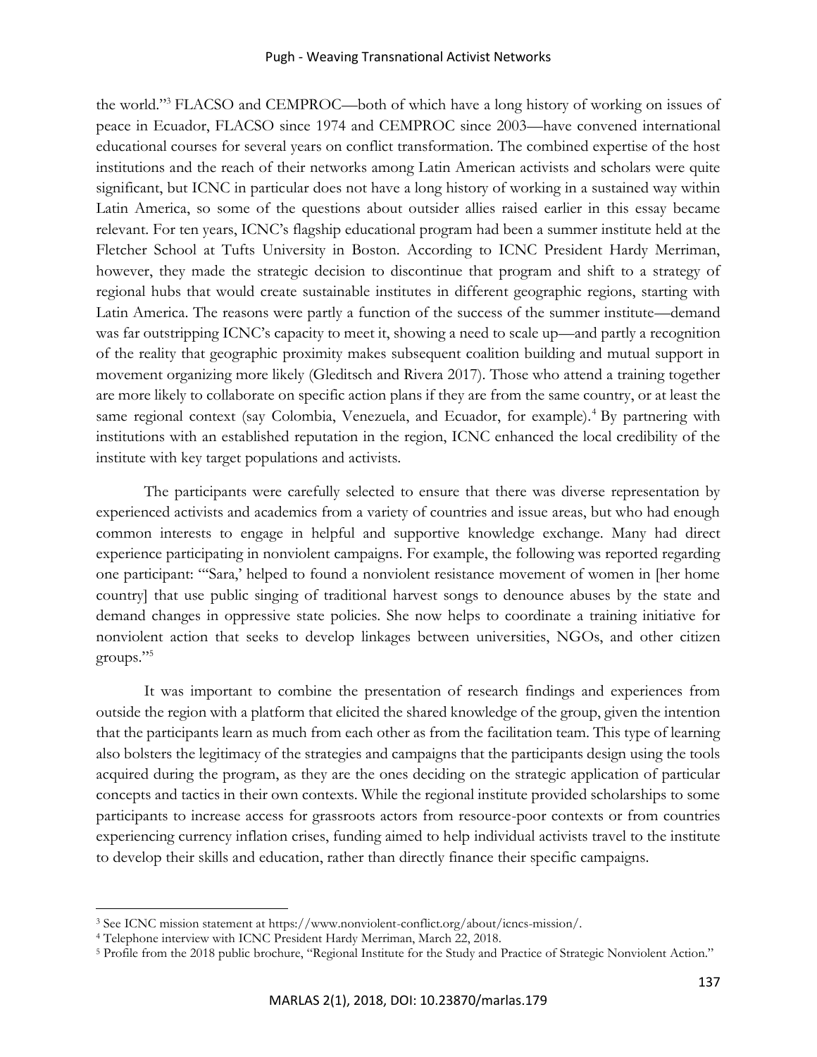the world."[3] FLACSO and CEMPROC—both of which have a long history of working on issues of peace in Ecuador, FLACSO since 1974 and CEMPROC since 2003—have convened international educational courses for several years on conflict transformation. The combined expertise of the host institutions and the reach of their networks among Latin American activists and scholars were quite significant, but ICNC in particular does not have a long history of working in a sustained way within Latin America, so some of the questions about outsider allies raised earlier in this essay became relevant. For ten years, ICNC's flagship educational program had been a summer institute held at the Fletcher School at Tufts University in Boston. According to ICNC President Hardy Merriman, however, they made the strategic decision to discontinue that program and shift to a strategy of regional hubs that would create sustainable institutes in different geographic regions, starting with Latin America. The reasons were partly a function of the success of the summer institute—demand was far outstripping ICNC's capacity to meet it, showing a need to scale up—and partly a recognition of the reality that geographic proximity makes subsequent coalition building and mutual support in movement organizing more likely (Gleditsch and Rivera 2017). Those who attend a training together are more likely to collaborate on specific action plans if they are from the same country, or at least the same regional context (say Colombia, Venezuela, and Ecuador, for example).[4] By partnering with institutions with an established reputation in the region, ICNC enhanced the local credibility of the institute with key target populations and activists.

The participants were carefully selected to ensure that there was diverse representation by experienced activists and academics from a variety of countries and issue areas, but who had enough common interests to engage in helpful and supportive knowledge exchange. Many had direct experience participating in nonviolent campaigns. For example, the following was reported regarding one participant: "'Sara,' helped to found a nonviolent resistance movement of women in [her home country] that use public singing of traditional harvest songs to denounce abuses by the state and demand changes in oppressive state policies. She now helps to coordinate a training initiative for nonviolent action that seeks to develop linkages between universities, NGOs, and other citizen groups."[5]

It was important to combine the presentation of research findings and experiences from outside the region with a platform that elicited the shared knowledge of the group, given the intention that the participants learn as much from each other as from the facilitation team. This type of learning also bolsters the legitimacy of the strategies and campaigns that the participants design using the tools acquired during the program, as they are the ones deciding on the strategic application of particular concepts and tactics in their own contexts. While the regional institute provided scholarships to some participants to increase access for grassroots actors from resource-poor contexts or from countries experiencing currency inflation crises, funding aimed to help individual activists travel to the institute to develop their skills and education, rather than directly finance their specific campaigns.

---

[3] See ICNC mission statement at https://www.nonviolent-conflict.org/about/icncs-mission/.

[4] Telephone interview with ICNC President Hardy Merriman, March 22, 2018.

[5] Profile from the 2018 public brochure, "Regional Institute for the Study and Practice of Strategic Nonviolent Action."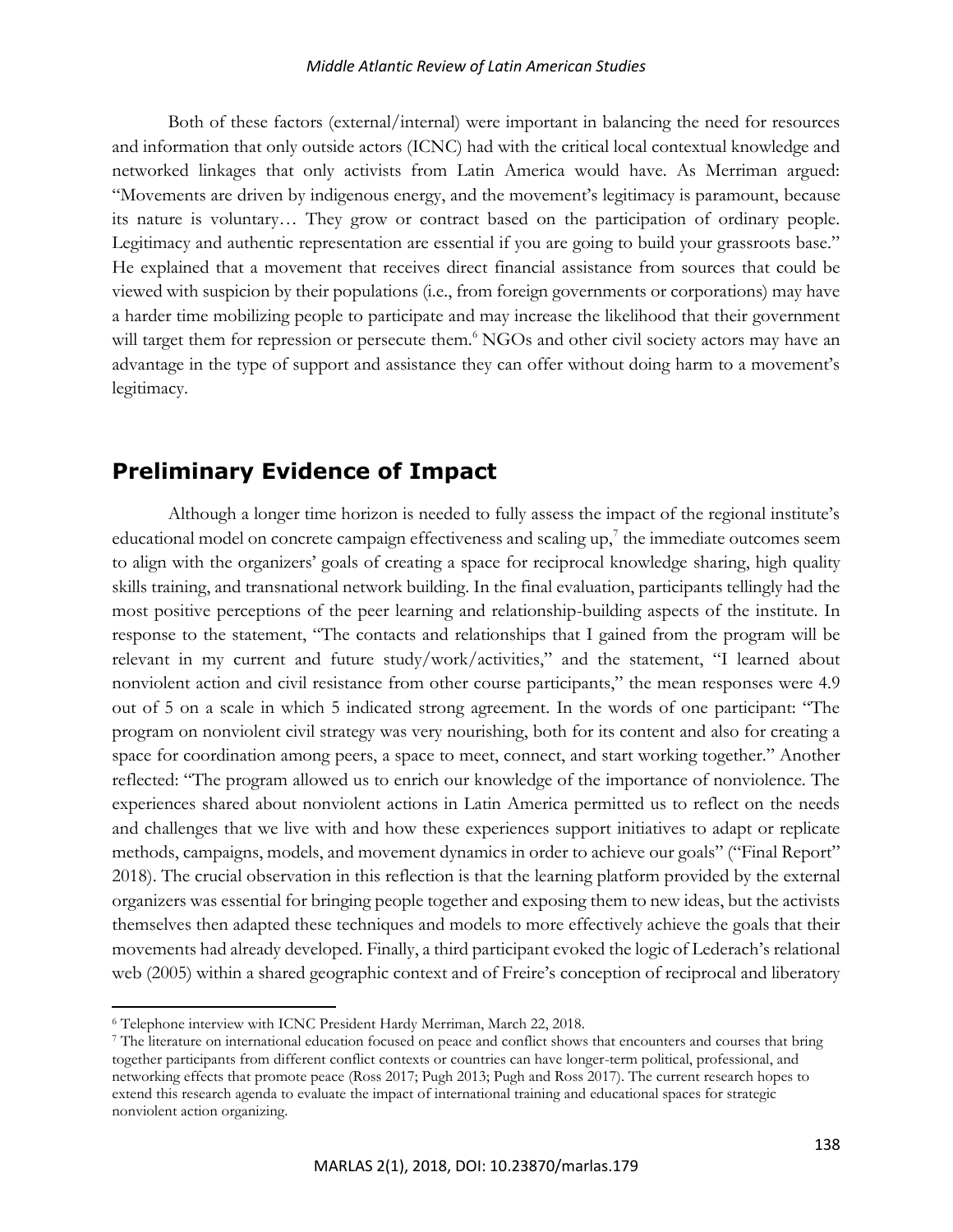Both of these factors (external/internal) were important in balancing the need for resources and information that only outside actors (ICNC) had with the critical local contextual knowledge and networked linkages that only activists from Latin America would have. As Merriman argued: "Movements are driven by indigenous energy, and the movement's legitimacy is paramount, because its nature is voluntary… They grow or contract based on the participation of ordinary people. Legitimacy and authentic representation are essential if you are going to build your grassroots base." He explained that a movement that receives direct financial assistance from sources that could be viewed with suspicion by their populations (i.e., from foreign governments or corporations) may have a harder time mobilizing people to participate and may increase the likelihood that their government will target them for repression or persecute them.[6] NGOs and other civil society actors may have an advantage in the type of support and assistance they can offer without doing harm to a movement's legitimacy.

## Preliminary Evidence of Impact

Although a longer time horizon is needed to fully assess the impact of the regional institute's educational model on concrete campaign effectiveness and scaling up,[7] the immediate outcomes seem to align with the organizers' goals of creating a space for reciprocal knowledge sharing, high quality skills training, and transnational network building. In the final evaluation, participants tellingly had the most positive perceptions of the peer learning and relationship-building aspects of the institute. In response to the statement, "The contacts and relationships that I gained from the program will be relevant in my current and future study/work/activities," and the statement, "I learned about nonviolent action and civil resistance from other course participants," the mean responses were 4.9 out of 5 on a scale in which 5 indicated strong agreement. In the words of one participant: "The program on nonviolent civil strategy was very nourishing, both for its content and also for creating a space for coordination among peers, a space to meet, connect, and start working together." Another reflected: "The program allowed us to enrich our knowledge of the importance of nonviolence. The experiences shared about nonviolent actions in Latin America permitted us to reflect on the needs and challenges that we live with and how these experiences support initiatives to adapt or replicate methods, campaigns, models, and movement dynamics in order to achieve our goals" ("Final Report" 2018). The crucial observation in this reflection is that the learning platform provided by the external organizers was essential for bringing people together and exposing them to new ideas, but the activists themselves then adapted these techniques and models to more effectively achieve the goals that their movements had already developed. Finally, a third participant evoked the logic of Lederach's relational web (2005) within a shared geographic context and of Freire's conception of reciprocal and liberatory

[6] Telephone interview with ICNC President Hardy Merriman, March 22, 2018.

[7] The literature on international education focused on peace and conflict shows that encounters and courses that bring together participants from different conflict contexts or countries can have longer-term political, professional, and networking effects that promote peace (Ross 2017; Pugh 2013; Pugh and Ross 2017). The current research hopes to extend this research agenda to evaluate the impact of international training and educational spaces for strategic nonviolent action organizing.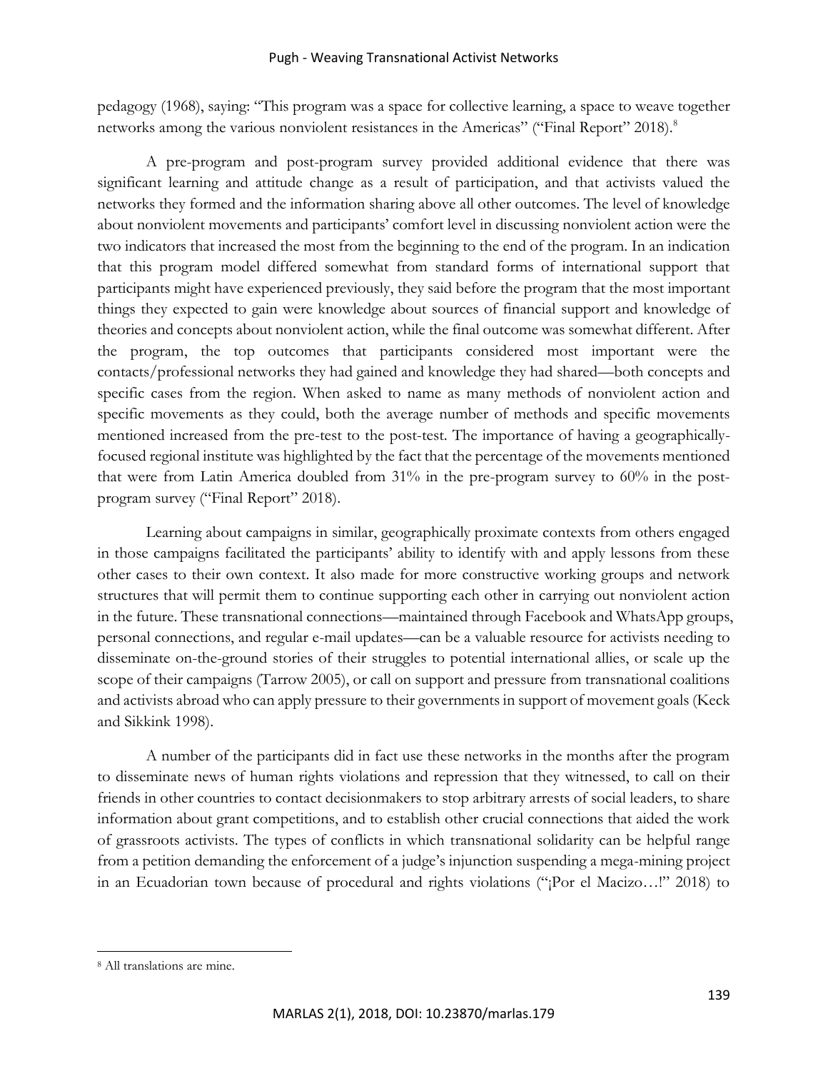pedagogy (1968), saying: "This program was a space for collective learning, a space to weave together networks among the various nonviolent resistances in the Americas" ("Final Report" 2018).[8]

A pre-program and post-program survey provided additional evidence that there was significant learning and attitude change as a result of participation, and that activists valued the networks they formed and the information sharing above all other outcomes. The level of knowledge about nonviolent movements and participants' comfort level in discussing nonviolent action were the two indicators that increased the most from the beginning to the end of the program. In an indication that this program model differed somewhat from standard forms of international support that participants might have experienced previously, they said before the program that the most important things they expected to gain were knowledge about sources of financial support and knowledge of theories and concepts about nonviolent action, while the final outcome was somewhat different. After the program, the top outcomes that participants considered most important were the contacts/professional networks they had gained and knowledge they had shared—both concepts and specific cases from the region. When asked to name as many methods of nonviolent action and specific movements as they could, both the average number of methods and specific movements mentioned increased from the pre-test to the post-test. The importance of having a geographically-focused regional institute was highlighted by the fact that the percentage of the movements mentioned that were from Latin America doubled from 31% in the pre-program survey to 60% in the post-program survey ("Final Report" 2018).

Learning about campaigns in similar, geographically proximate contexts from others engaged in those campaigns facilitated the participants' ability to identify with and apply lessons from these other cases to their own context. It also made for more constructive working groups and network structures that will permit them to continue supporting each other in carrying out nonviolent action in the future. These transnational connections—maintained through Facebook and WhatsApp groups, personal connections, and regular e-mail updates—can be a valuable resource for activists needing to disseminate on-the-ground stories of their struggles to potential international allies, or scale up the scope of their campaigns (Tarrow 2005), or call on support and pressure from transnational coalitions and activists abroad who can apply pressure to their governments in support of movement goals (Keck and Sikkink 1998).

A number of the participants did in fact use these networks in the months after the program to disseminate news of human rights violations and repression that they witnessed, to call on their friends in other countries to contact decisionmakers to stop arbitrary arrests of social leaders, to share information about grant competitions, and to establish other crucial connections that aided the work of grassroots activists. The types of conflicts in which transnational solidarity can be helpful range from a petition demanding the enforcement of a judge's injunction suspending a mega-mining project in an Ecuadorian town because of procedural and rights violations ("¡Por el Macizo…!" 2018) to

[8] All translations are mine.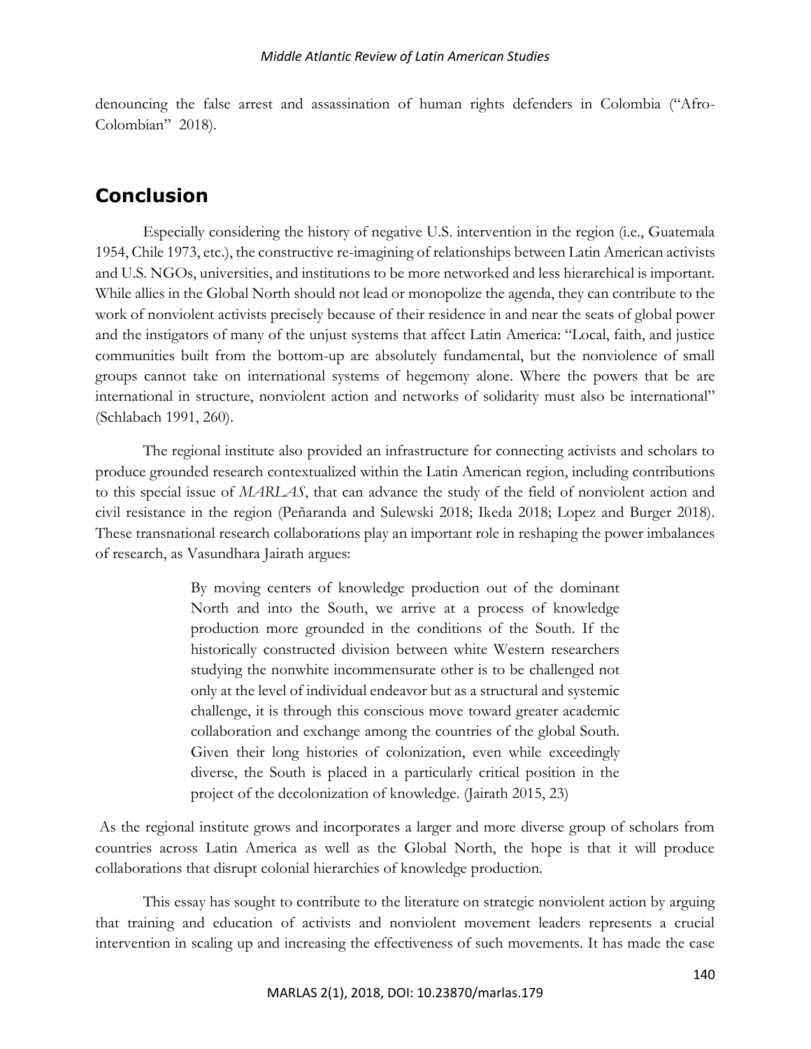denouncing the false arrest and assassination of human rights defenders in Colombia ("Afro-Colombian" 2018).

## Conclusion

Especially considering the history of negative U.S. intervention in the region (i.e., Guatemala 1954, Chile 1973, etc.), the constructive re-imagining of relationships between Latin American activists and U.S. NGOs, universities, and institutions to be more networked and less hierarchical is important. While allies in the Global North should not lead or monopolize the agenda, they can contribute to the work of nonviolent activists precisely because of their residence in and near the seats of global power and the instigators of many of the unjust systems that affect Latin America: "Local, faith, and justice communities built from the bottom-up are absolutely fundamental, but the nonviolence of small groups cannot take on international systems of hegemony alone. Where the powers that be are international in structure, nonviolent action and networks of solidarity must also be international" (Schlabach 1991, 260).

The regional institute also provided an infrastructure for connecting activists and scholars to produce grounded research contextualized within the Latin American region, including contributions to this special issue of *MARLAS*, that can advance the study of the field of nonviolent action and civil resistance in the region (Peñaranda and Sulewski 2018; Ikeda 2018; Lopez and Burger 2018). These transnational research collaborations play an important role in reshaping the power imbalances of research, as Vasundhara Jairath argues:

> By moving centers of knowledge production out of the dominant North and into the South, we arrive at a process of knowledge production more grounded in the conditions of the South. If the historically constructed division between white Western researchers studying the nonwhite incommensurate other is to be challenged not only at the level of individual endeavor but as a structural and systemic challenge, it is through this conscious move toward greater academic collaboration and exchange among the countries of the global South. Given their long histories of colonization, even while exceedingly diverse, the South is placed in a particularly critical position in the project of the decolonization of knowledge. (Jairath 2015, 23)

As the regional institute grows and incorporates a larger and more diverse group of scholars from countries across Latin America as well as the Global North, the hope is that it will produce collaborations that disrupt colonial hierarchies of knowledge production.

This essay has sought to contribute to the literature on strategic nonviolent action by arguing that training and education of activists and nonviolent movement leaders represents a crucial intervention in scaling up and increasing the effectiveness of such movements. It has made the case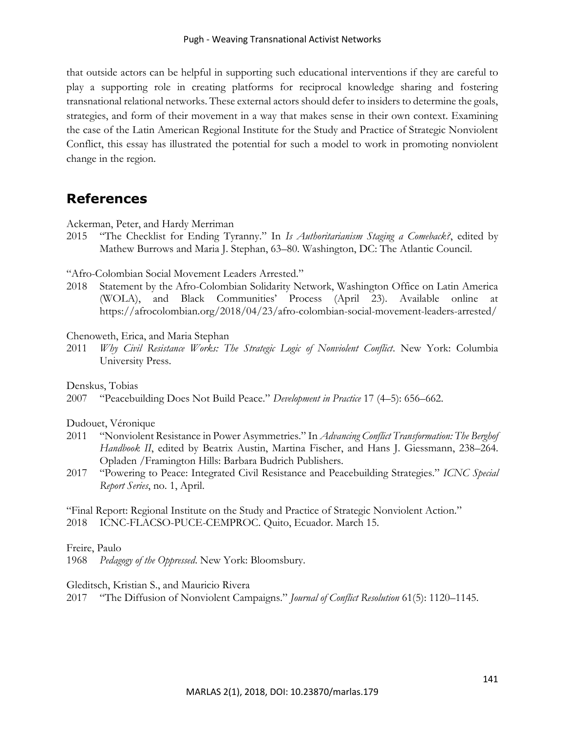that outside actors can be helpful in supporting such educational interventions if they are careful to play a supporting role in creating platforms for reciprocal knowledge sharing and fostering transnational relational networks. These external actors should defer to insiders to determine the goals, strategies, and form of their movement in a way that makes sense in their own context. Examining the case of the Latin American Regional Institute for the Study and Practice of Strategic Nonviolent Conflict, this essay has illustrated the potential for such a model to work in promoting nonviolent change in the region.

## References

Ackerman, Peter, and Hardy Merriman

2015 "The Checklist for Ending Tyranny." In *Is Authoritarianism Staging a Comeback?*, edited by Mathew Burrows and Maria J. Stephan, 63–80. Washington, DC: The Atlantic Council.

"Afro-Colombian Social Movement Leaders Arrested."

2018 Statement by the Afro-Colombian Solidarity Network, Washington Office on Latin America (WOLA), and Black Communities' Process (April 23). Available online at https://afrocolombian.org/2018/04/23/afro-colombian-social-movement-leaders-arrested/

Chenoweth, Erica, and Maria Stephan

2011 *Why Civil Resistance Works: The Strategic Logic of Nonviolent Conflict*. New York: Columbia University Press.

Denskus, Tobias

2007 "Peacebuilding Does Not Build Peace." *Development in Practice* 17 (4–5): 656–662.

Dudouet, Véronique

2011 "Nonviolent Resistance in Power Asymmetries." In *Advancing Conflict Transformation: The Berghof Handbook II*, edited by Beatrix Austin, Martina Fischer, and Hans J. Giessmann, 238–264. Opladen /Framington Hills: Barbara Budrich Publishers.

2017 "Powering to Peace: Integrated Civil Resistance and Peacebuilding Strategies." *ICNC Special Report Series*, no. 1, April.

"Final Report: Regional Institute on the Study and Practice of Strategic Nonviolent Action."

2018 ICNC-FLACSO-PUCE-CEMPROC. Quito, Ecuador. March 15.

Freire, Paulo

1968 *Pedagogy of the Oppressed*. New York: Bloomsbury.

Gleditsch, Kristian S., and Mauricio Rivera

2017 "The Diffusion of Nonviolent Campaigns." *Journal of Conflict Resolution* 61(5): 1120–1145.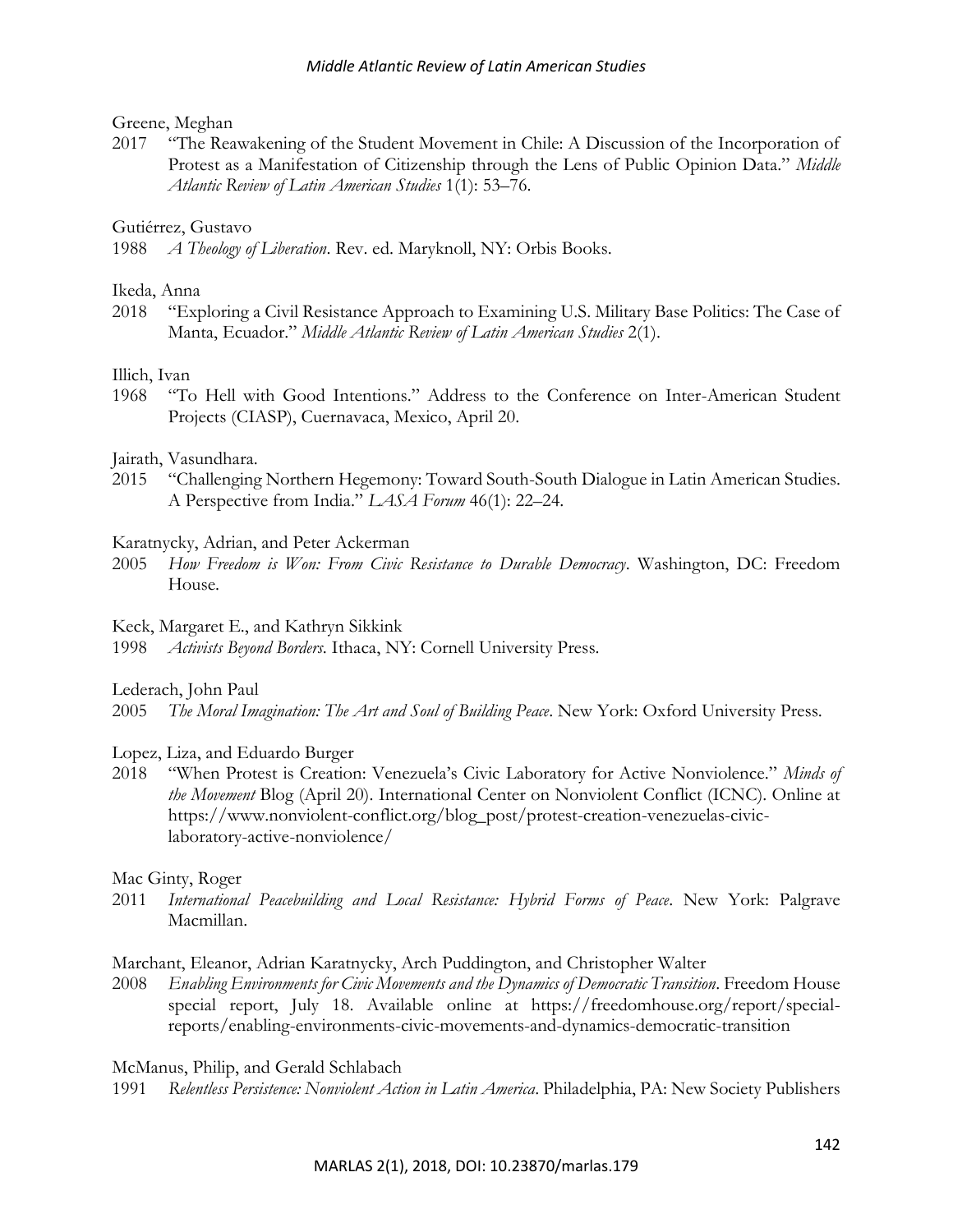Greene, Meghan

2017 "The Reawakening of the Student Movement in Chile: A Discussion of the Incorporation of Protest as a Manifestation of Citizenship through the Lens of Public Opinion Data." *Middle Atlantic Review of Latin American Studies* 1(1): 53–76.

Gutiérrez, Gustavo

1988 *A Theology of Liberation*. Rev. ed. Maryknoll, NY: Orbis Books.

Ikeda, Anna

2018 "Exploring a Civil Resistance Approach to Examining U.S. Military Base Politics: The Case of Manta, Ecuador." *Middle Atlantic Review of Latin American Studies* 2(1).

Illich, Ivan

1968 "To Hell with Good Intentions." Address to the Conference on Inter-American Student Projects (CIASP), Cuernavaca, Mexico, April 20.

Jairath, Vasundhara.

2015 "Challenging Northern Hegemony: Toward South-South Dialogue in Latin American Studies. A Perspective from India." *LASA Forum* 46(1): 22–24.

Karatnycky, Adrian, and Peter Ackerman

2005 *How Freedom is Won: From Civic Resistance to Durable Democracy*. Washington, DC: Freedom House.

Keck, Margaret E., and Kathryn Sikkink

1998 *Activists Beyond Borders*. Ithaca, NY: Cornell University Press.

Lederach, John Paul

2005 *The Moral Imagination: The Art and Soul of Building Peace*. New York: Oxford University Press.

Lopez, Liza, and Eduardo Burger

2018 "When Protest is Creation: Venezuela's Civic Laboratory for Active Nonviolence." *Minds of the Movement* Blog (April 20). International Center on Nonviolent Conflict (ICNC). Online at https://www.nonviolent-conflict.org/blog_post/protest-creation-venezuelas-civic-laboratory-active-nonviolence/

Mac Ginty, Roger

2011 *International Peacebuilding and Local Resistance: Hybrid Forms of Peace*. New York: Palgrave Macmillan.

Marchant, Eleanor, Adrian Karatnycky, Arch Puddington, and Christopher Walter

2008 *Enabling Environments for Civic Movements and the Dynamics of Democratic Transition*. Freedom House special report, July 18. Available online at https://freedomhouse.org/report/special-reports/enabling-environments-civic-movements-and-dynamics-democratic-transition

McManus, Philip, and Gerald Schlabach

1991 *Relentless Persistence: Nonviolent Action in Latin America*. Philadelphia, PA: New Society Publishers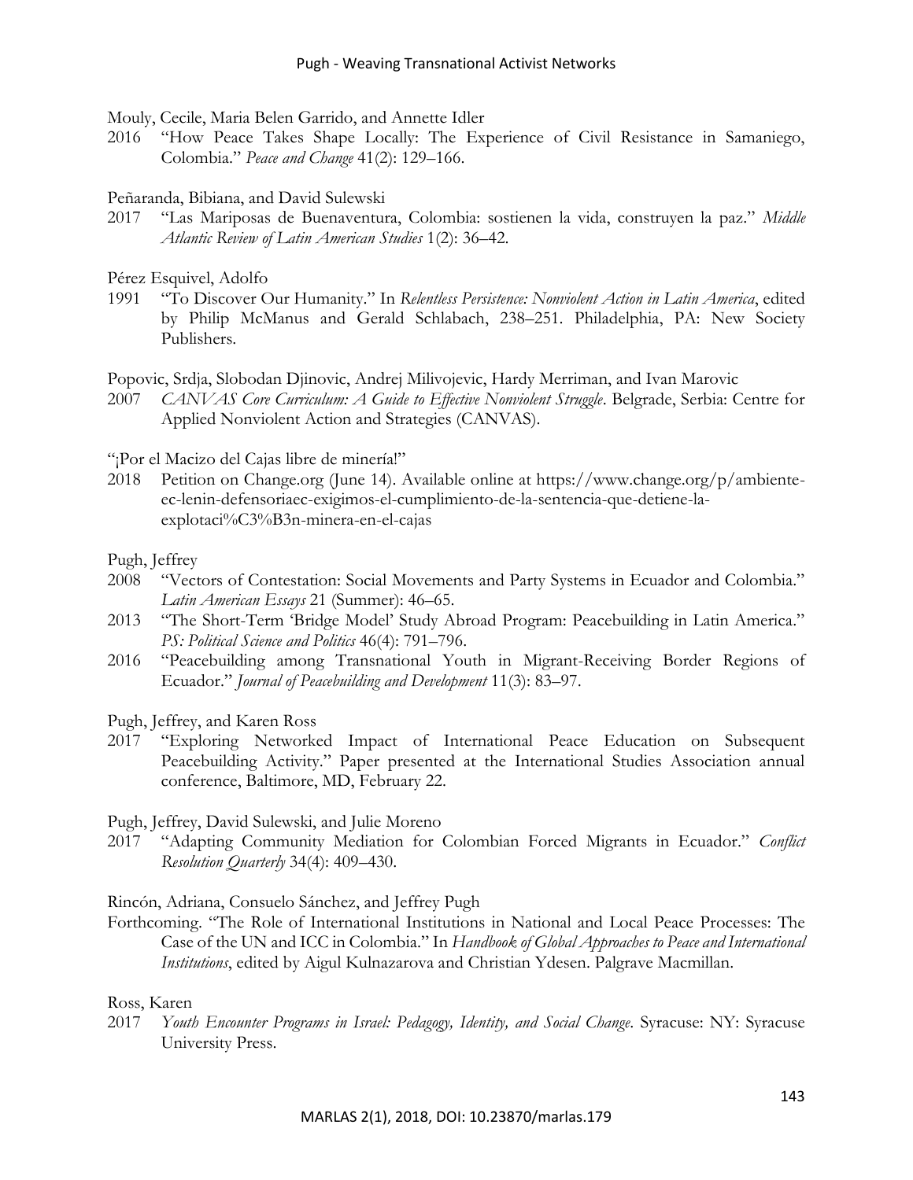Mouly, Cecile, Maria Belen Garrido, and Annette Idler

2016 "How Peace Takes Shape Locally: The Experience of Civil Resistance in Samaniego, Colombia." *Peace and Change* 41(2): 129–166.

Peñaranda, Bibiana, and David Sulewski

2017 "Las Mariposas de Buenaventura, Colombia: sostienen la vida, construyen la paz." *Middle Atlantic Review of Latin American Studies* 1(2): 36–42.

Pérez Esquivel, Adolfo

1991 "To Discover Our Humanity." In *Relentless Persistence: Nonviolent Action in Latin America*, edited by Philip McManus and Gerald Schlabach, 238–251. Philadelphia, PA: New Society Publishers.

Popovic, Srdja, Slobodan Djinovic, Andrej Milivojevic, Hardy Merriman, and Ivan Marovic

2007 *CANVAS Core Curriculum: A Guide to Effective Nonviolent Struggle*. Belgrade, Serbia: Centre for Applied Nonviolent Action and Strategies (CANVAS).

"¡Por el Macizo del Cajas libre de minería!"

2018 Petition on Change.org (June 14). Available online at https://www.change.org/p/ambiente-ec-lenin-defensoriaec-exigimos-el-cumplimiento-de-la-sentencia-que-detiene-la-explotaci%C3%B3n-minera-en-el-cajas

Pugh, Jeffrey

2008 "Vectors of Contestation: Social Movements and Party Systems in Ecuador and Colombia." *Latin American Essays* 21 (Summer): 46–65.

2013 "The Short-Term 'Bridge Model' Study Abroad Program: Peacebuilding in Latin America." *PS: Political Science and Politics* 46(4): 791–796.

2016 "Peacebuilding among Transnational Youth in Migrant-Receiving Border Regions of Ecuador." *Journal of Peacebuilding and Development* 11(3): 83–97.

Pugh, Jeffrey, and Karen Ross

2017 "Exploring Networked Impact of International Peace Education on Subsequent Peacebuilding Activity." Paper presented at the International Studies Association annual conference, Baltimore, MD, February 22.

Pugh, Jeffrey, David Sulewski, and Julie Moreno

2017 "Adapting Community Mediation for Colombian Forced Migrants in Ecuador." *Conflict Resolution Quarterly* 34(4): 409–430.

Rincón, Adriana, Consuelo Sánchez, and Jeffrey Pugh

Forthcoming. "The Role of International Institutions in National and Local Peace Processes: The Case of the UN and ICC in Colombia." In *Handbook of Global Approaches to Peace and International Institutions*, edited by Aigul Kulnazarova and Christian Ydesen. Palgrave Macmillan.

Ross, Karen

2017 *Youth Encounter Programs in Israel: Pedagogy, Identity, and Social Change*. Syracuse: NY: Syracuse University Press.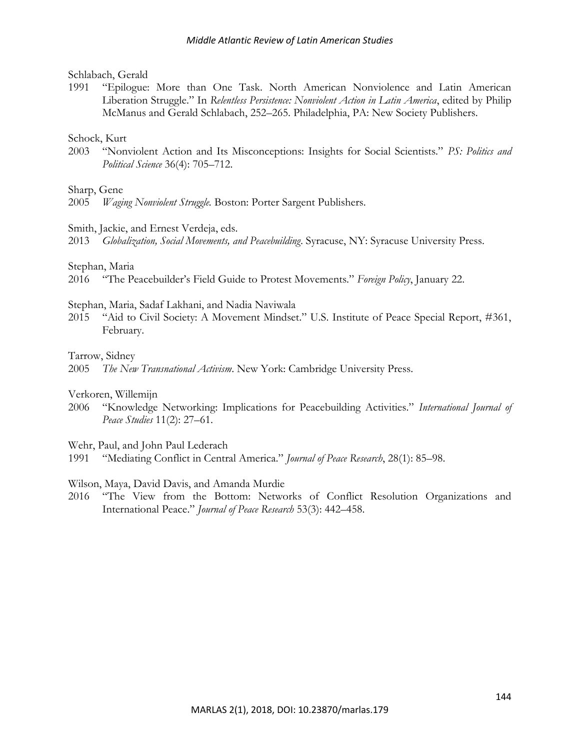Schlabach, Gerald

1991 "Epilogue: More than One Task. North American Nonviolence and Latin American Liberation Struggle." In *Relentless Persistence: Nonviolent Action in Latin America*, edited by Philip McManus and Gerald Schlabach, 252–265. Philadelphia, PA: New Society Publishers.

Schock, Kurt

2003 "Nonviolent Action and Its Misconceptions: Insights for Social Scientists." *PS: Politics and Political Science* 36(4): 705–712.

Sharp, Gene

2005 *Waging Nonviolent Struggle.* Boston: Porter Sargent Publishers.

Smith, Jackie, and Ernest Verdeja, eds.

2013 *Globalization, Social Movements, and Peacebuilding*. Syracuse, NY: Syracuse University Press.

Stephan, Maria

2016 "The Peacebuilder's Field Guide to Protest Movements." *Foreign Policy*, January 22.

Stephan, Maria, Sadaf Lakhani, and Nadia Naviwala

2015 "Aid to Civil Society: A Movement Mindset." U.S. Institute of Peace Special Report, #361, February.

Tarrow, Sidney

2005 *The New Transnational Activism*. New York: Cambridge University Press.

Verkoren, Willemijn

2006 "Knowledge Networking: Implications for Peacebuilding Activities." *International Journal of Peace Studies* 11(2): 27–61.

Wehr, Paul, and John Paul Lederach

1991 "Mediating Conflict in Central America." *Journal of Peace Research*, 28(1): 85–98.

Wilson, Maya, David Davis, and Amanda Murdie

2016 "The View from the Bottom: Networks of Conflict Resolution Organizations and International Peace." *Journal of Peace Research* 53(3): 442–458.